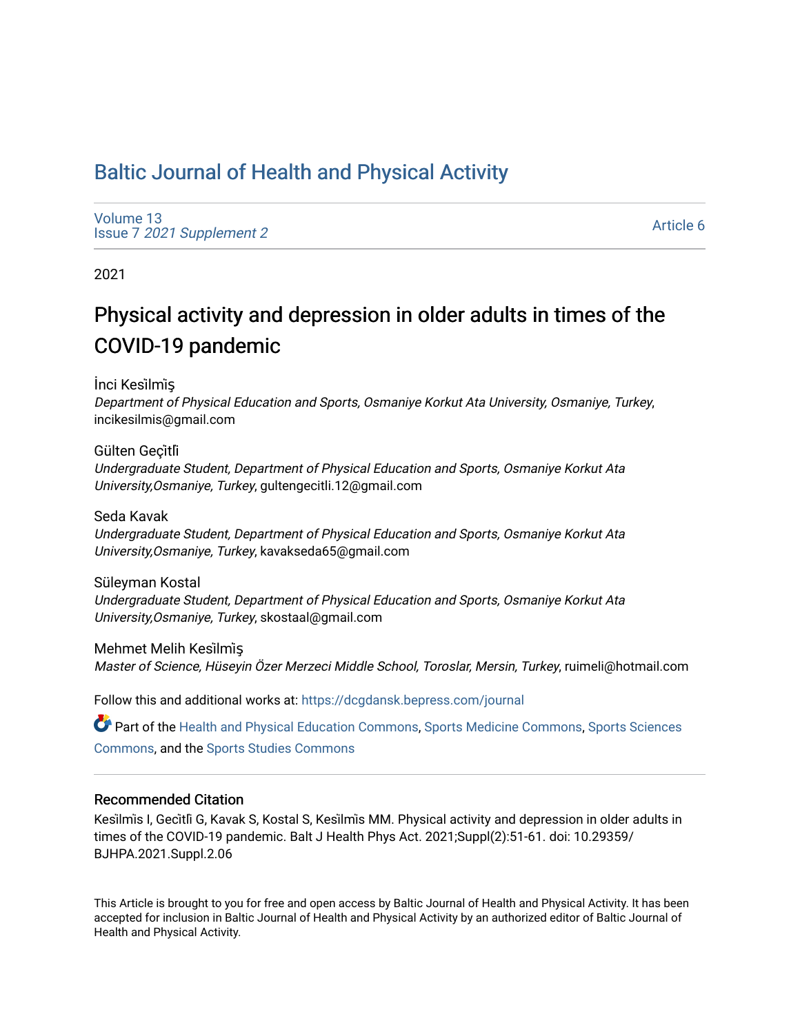# Baltic Journal of Health and Physical Activity

Volume 13
Issue 7 *2021 Supplement 2*

Article 6

2021

## Physical activity and depression in older adults in times of the COVID-19 pandemic

İnci Kesi̇lmi̇ş
*Department of Physical Education and Sports, Osmaniye Korkut Ata University, Osmaniye, Turkey*, incikesilmis@gmail.com

Gülten Geçi̇tli̇
*Undergraduate Student, Department of Physical Education and Sports, Osmaniye Korkut Ata University,Osmaniye, Turkey*, gultengecitli.12@gmail.com

Seda Kavak
*Undergraduate Student, Department of Physical Education and Sports, Osmaniye Korkut Ata University,Osmaniye, Turkey*, kavakseda65@gmail.com

Süleyman Kostal
*Undergraduate Student, Department of Physical Education and Sports, Osmaniye Korkut Ata University,Osmaniye, Turkey*, skostaal@gmail.com

Mehmet Melih Kesi̇lmi̇ş
*Master of Science, Hüseyin Özer Merzeci Middle School, Toroslar, Mersin, Turkey*, ruimeli@hotmail.com

Follow this and additional works at: https://dcgdansk.bepress.com/journal

Part of the Health and Physical Education Commons, Sports Medicine Commons, Sports Sciences Commons, and the Sports Studies Commons

### Recommended Citation

Kesi̇lmi̇s I, Geci̇tli̇ G, Kavak S, Kostal S, Kesi̇lmi̇s MM. Physical activity and depression in older adults in times of the COVID-19 pandemic. Balt J Health Phys Act. 2021;Suppl(2):51-61. doi: 10.29359/BJHPA.2021.Suppl.2.06

This Article is brought to you for free and open access by Baltic Journal of Health and Physical Activity. It has been accepted for inclusion in Baltic Journal of Health and Physical Activity by an authorized editor of Baltic Journal of Health and Physical Activity.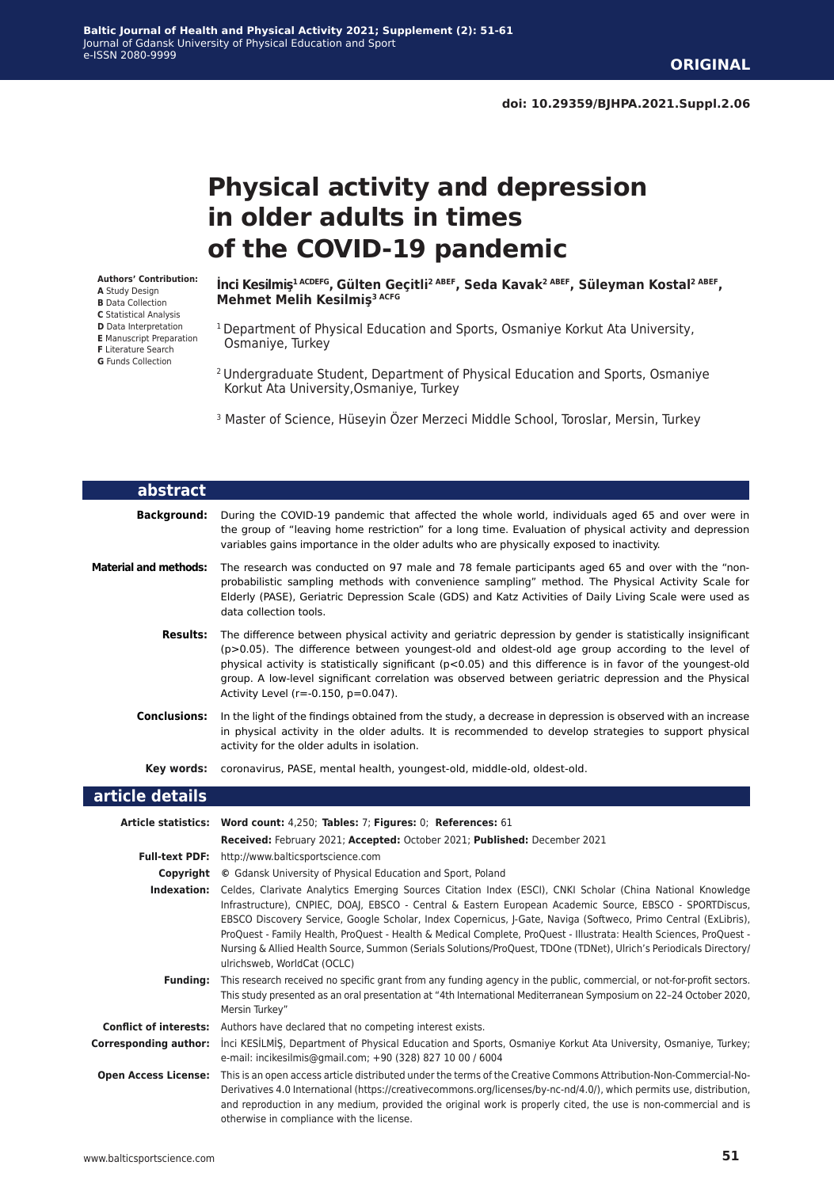**ORIGINAL**

doi: 10.29359/BJHPA.2021.Suppl.2.06

# Physical activity and depression in older adults in times of the COVID-19 pandemic

**Authors' Contribution:**
**A** Study Design
**B** Data Collection
**C** Statistical Analysis
**D** Data Interpretation
**E** Manuscript Preparation
**F** Literature Search
**G** Funds Collection

**İnci Kesilmiş[1 ACDEFG], Gülten Geçitli[2 ABEF], Seda Kavak[2 ABEF], Süleyman Kostal[2 ABEF], Mehmet Melih Kesilmiş[3 ACFG]**

[1] Department of Physical Education and Sports, Osmaniye Korkut Ata University, Osmaniye, Turkey

[2] Undergraduate Student, Department of Physical Education and Sports, Osmaniye Korkut Ata University,Osmaniye, Turkey

[3] Master of Science, Hüseyin Özer Merzeci Middle School, Toroslar, Mersin, Turkey

## abstract

**Background:** During the COVID-19 pandemic that affected the whole world, individuals aged 65 and over were in the group of "leaving home restriction" for a long time. Evaluation of physical activity and depression variables gains importance in the older adults who are physically exposed to inactivity.

**Material and methods:** The research was conducted on 97 male and 78 female participants aged 65 and over with the "non-probabilistic sampling methods with convenience sampling" method. The Physical Activity Scale for Elderly (PASE), Geriatric Depression Scale (GDS) and Katz Activities of Daily Living Scale were used as data collection tools.

**Results:** The difference between physical activity and geriatric depression by gender is statistically insignificant ($p>0.05$). The difference between youngest-old and oldest-old age group according to the level of physical activity is statistically significant ($p<0.05$) and this difference is in favor of the youngest-old group. A low-level significant correlation was observed between geriatric depression and the Physical Activity Level ($r=-0.150$, $p=0.047$).

**Conclusions:** In the light of the findings obtained from the study, a decrease in depression is observed with an increase in physical activity in the older adults. It is recommended to develop strategies to support physical activity for the older adults in isolation.

**Key words:** coronavirus, PASE, mental health, youngest-old, middle-old, oldest-old.

## article details

**Article statistics:** **Word count:** 4,250; **Tables:** 7; **Figures:** 0; **References:** 61
**Received:** February 2021; **Accepted:** October 2021; **Published:** December 2021

**Full-text PDF:** http://www.balticsportscience.com

**Copyright** © Gdansk University of Physical Education and Sport, Poland

**Indexation:** Celdes, Clarivate Analytics Emerging Sources Citation Index (ESCI), CNKI Scholar (China National Knowledge Infrastructure), CNPIEC, DOAJ, EBSCO - Central & Eastern European Academic Source, EBSCO - SPORTDiscus, EBSCO Discovery Service, Google Scholar, Index Copernicus, J-Gate, Naviga (Softweco, Primo Central (ExLibris), ProQuest - Family Health, ProQuest - Health & Medical Complete, ProQuest - Illustrata: Health Sciences, ProQuest - Nursing & Allied Health Source, Summon (Serials Solutions/ProQuest, TDOne (TDNet), Ulrich's Periodicals Directory/ulrichsweb, WorldCat (OCLC)

**Funding:** This research received no specific grant from any funding agency in the public, commercial, or not-for-profit sectors. This study presented as an oral presentation at "4th International Mediterranean Symposium on 22–24 October 2020, Mersin Turkey"

**Conflict of interests:** Authors have declared that no competing interest exists.

**Corresponding author:** İnci KESİLMİŞ, Department of Physical Education and Sports, Osmaniye Korkut Ata University, Osmaniye, Turkey; e-mail: incikesilmis@gmail.com; +90 (328) 827 10 00 / 6004

**Open Access License:** This is an open access article distributed under the terms of the Creative Commons Attribution-Non-Commercial-No-Derivatives 4.0 International (https://creativecommons.org/licenses/by-nc-nd/4.0/), which permits use, distribution, and reproduction in any medium, provided the original work is properly cited, the use is non-commercial and is otherwise in compliance with the license.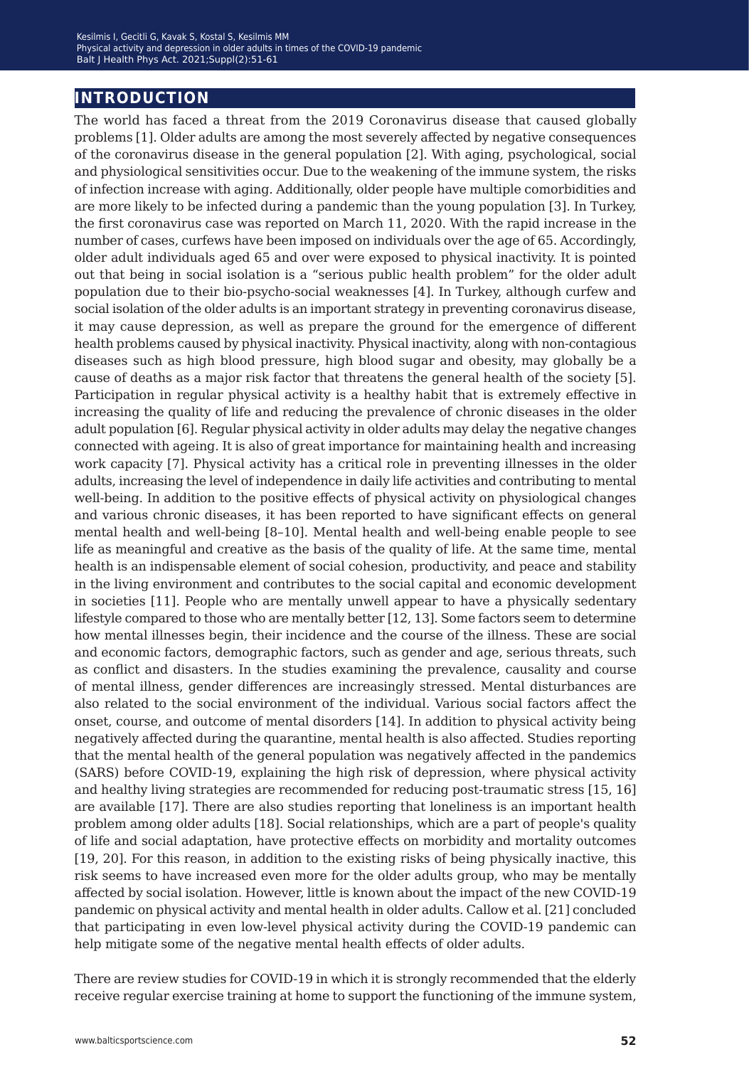## INTRODUCTION

The world has faced a threat from the 2019 Coronavirus disease that caused globally problems [1]. Older adults are among the most severely affected by negative consequences of the coronavirus disease in the general population [2]. With aging, psychological, social and physiological sensitivities occur. Due to the weakening of the immune system, the risks of infection increase with aging. Additionally, older people have multiple comorbidities and are more likely to be infected during a pandemic than the young population [3]. In Turkey, the first coronavirus case was reported on March 11, 2020. With the rapid increase in the number of cases, curfews have been imposed on individuals over the age of 65. Accordingly, older adult individuals aged 65 and over were exposed to physical inactivity. It is pointed out that being in social isolation is a "serious public health problem" for the older adult population due to their bio-psycho-social weaknesses [4]. In Turkey, although curfew and social isolation of the older adults is an important strategy in preventing coronavirus disease, it may cause depression, as well as prepare the ground for the emergence of different health problems caused by physical inactivity. Physical inactivity, along with non-contagious diseases such as high blood pressure, high blood sugar and obesity, may globally be a cause of deaths as a major risk factor that threatens the general health of the society [5]. Participation in regular physical activity is a healthy habit that is extremely effective in increasing the quality of life and reducing the prevalence of chronic diseases in the older adult population [6]. Regular physical activity in older adults may delay the negative changes connected with ageing. It is also of great importance for maintaining health and increasing work capacity [7]. Physical activity has a critical role in preventing illnesses in the older adults, increasing the level of independence in daily life activities and contributing to mental well-being. In addition to the positive effects of physical activity on physiological changes and various chronic diseases, it has been reported to have significant effects on general mental health and well-being [8–10]. Mental health and well-being enable people to see life as meaningful and creative as the basis of the quality of life. At the same time, mental health is an indispensable element of social cohesion, productivity, and peace and stability in the living environment and contributes to the social capital and economic development in societies [11]. People who are mentally unwell appear to have a physically sedentary lifestyle compared to those who are mentally better [12, 13]. Some factors seem to determine how mental illnesses begin, their incidence and the course of the illness. These are social and economic factors, demographic factors, such as gender and age, serious threats, such as conflict and disasters. In the studies examining the prevalence, causality and course of mental illness, gender differences are increasingly stressed. Mental disturbances are also related to the social environment of the individual. Various social factors affect the onset, course, and outcome of mental disorders [14]. In addition to physical activity being negatively affected during the quarantine, mental health is also affected. Studies reporting that the mental health of the general population was negatively affected in the pandemics (SARS) before COVID-19, explaining the high risk of depression, where physical activity and healthy living strategies are recommended for reducing post-traumatic stress [15, 16] are available [17]. There are also studies reporting that loneliness is an important health problem among older adults [18]. Social relationships, which are a part of people's quality of life and social adaptation, have protective effects on morbidity and mortality outcomes [19, 20]. For this reason, in addition to the existing risks of being physically inactive, this risk seems to have increased even more for the older adults group, who may be mentally affected by social isolation. However, little is known about the impact of the new COVID-19 pandemic on physical activity and mental health in older adults. Callow et al. [21] concluded that participating in even low-level physical activity during the COVID-19 pandemic can help mitigate some of the negative mental health effects of older adults.

There are review studies for COVID-19 in which it is strongly recommended that the elderly receive regular exercise training at home to support the functioning of the immune system,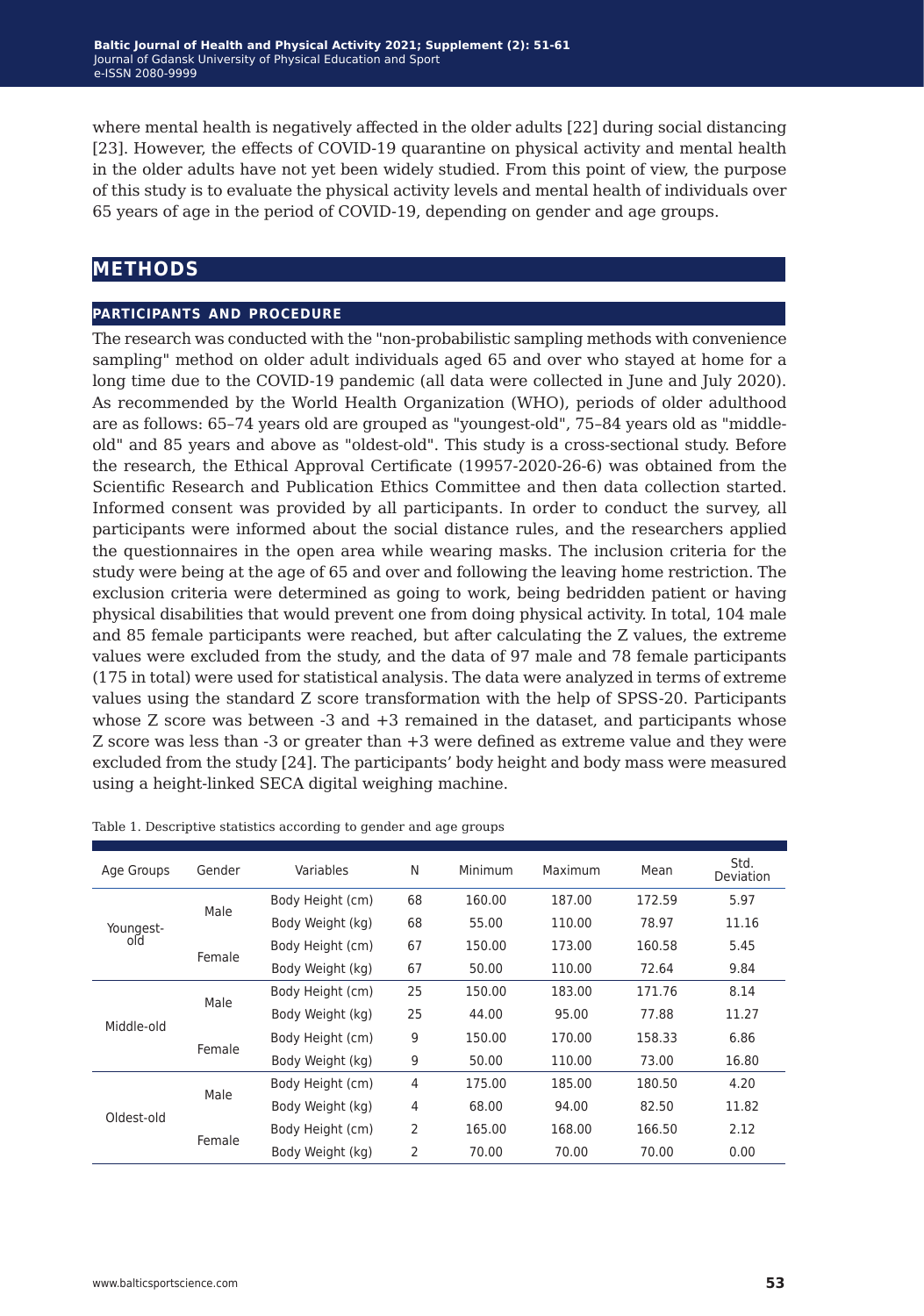where mental health is negatively affected in the older adults [22] during social distancing [23]. However, the effects of COVID-19 quarantine on physical activity and mental health in the older adults have not yet been widely studied. From this point of view, the purpose of this study is to evaluate the physical activity levels and mental health of individuals over 65 years of age in the period of COVID-19, depending on gender and age groups.

## METHODS

### PARTICIPANTS AND PROCEDURE

The research was conducted with the "non-probabilistic sampling methods with convenience sampling" method on older adult individuals aged 65 and over who stayed at home for a long time due to the COVID-19 pandemic (all data were collected in June and July 2020). As recommended by the World Health Organization (WHO), periods of older adulthood are as follows: 65–74 years old are grouped as "youngest-old", 75–84 years old as "middle-old" and 85 years and above as "oldest-old". This study is a cross-sectional study. Before the research, the Ethical Approval Certificate (19957-2020-26-6) was obtained from the Scientific Research and Publication Ethics Committee and then data collection started. Informed consent was provided by all participants. In order to conduct the survey, all participants were informed about the social distance rules, and the researchers applied the questionnaires in the open area while wearing masks. The inclusion criteria for the study were being at the age of 65 and over and following the leaving home restriction. The exclusion criteria were determined as going to work, being bedridden patient or having physical disabilities that would prevent one from doing physical activity. In total, 104 male and 85 female participants were reached, but after calculating the Z values, the extreme values were excluded from the study, and the data of 97 male and 78 female participants (175 in total) were used for statistical analysis. The data were analyzed in terms of extreme values using the standard Z score transformation with the help of SPSS-20. Participants whose Z score was between -3 and +3 remained in the dataset, and participants whose Z score was less than -3 or greater than +3 were defined as extreme value and they were excluded from the study [24]. The participants' body height and body mass were measured using a height-linked SECA digital weighing machine.

Table 1. Descriptive statistics according to gender and age groups

| Age Groups | Gender | Variables | N | Minimum | Maximum | Mean | Std. Deviation |
|---|---|---|---|---|---|---|---|
| Youngest-old | Male | Body Height (cm) | 68 | 160.00 | 187.00 | 172.59 | 5.97 |
| | | Body Weight (kg) | 68 | 55.00 | 110.00 | 78.97 | 11.16 |
| | Female | Body Height (cm) | 67 | 150.00 | 173.00 | 160.58 | 5.45 |
| | | Body Weight (kg) | 67 | 50.00 | 110.00 | 72.64 | 9.84 |
| Middle-old | Male | Body Height (cm) | 25 | 150.00 | 183.00 | 171.76 | 8.14 |
| | | Body Weight (kg) | 25 | 44.00 | 95.00 | 77.88 | 11.27 |
| | Female | Body Height (cm) | 9 | 150.00 | 170.00 | 158.33 | 6.86 |
| | | Body Weight (kg) | 9 | 50.00 | 110.00 | 73.00 | 16.80 |
| Oldest-old | Male | Body Height (cm) | 4 | 175.00 | 185.00 | 180.50 | 4.20 |
| | | Body Weight (kg) | 4 | 68.00 | 94.00 | 82.50 | 11.82 |
| | Female | Body Height (cm) | 2 | 165.00 | 168.00 | 166.50 | 2.12 |
| | | Body Weight (kg) | 2 | 70.00 | 70.00 | 70.00 | 0.00 |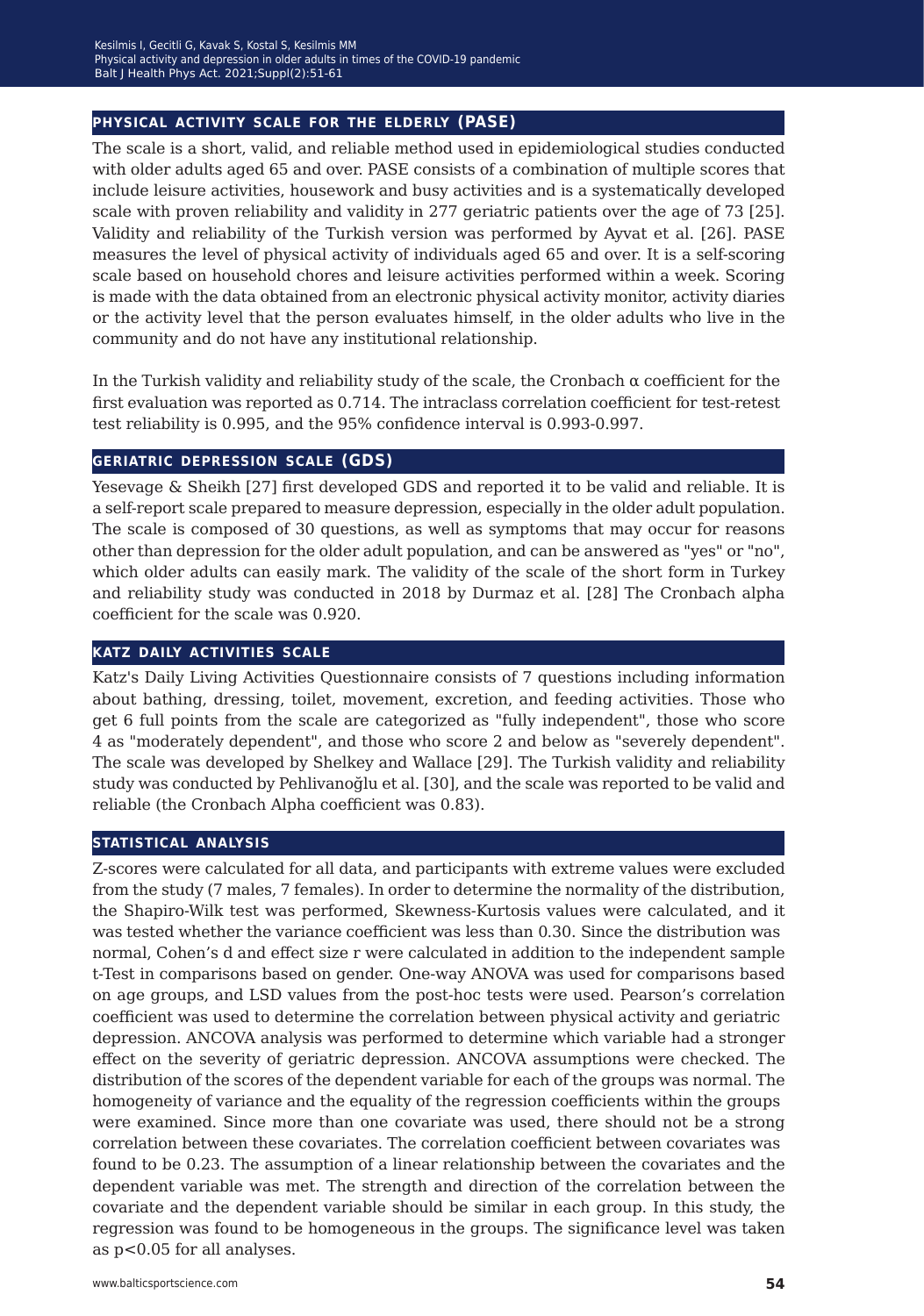## PHYSICAL ACTIVITY SCALE FOR THE ELDERLY (PASE)

The scale is a short, valid, and reliable method used in epidemiological studies conducted with older adults aged 65 and over. PASE consists of a combination of multiple scores that include leisure activities, housework and busy activities and is a systematically developed scale with proven reliability and validity in 277 geriatric patients over the age of 73 [25]. Validity and reliability of the Turkish version was performed by Ayvat et al. [26]. PASE measures the level of physical activity of individuals aged 65 and over. It is a self-scoring scale based on household chores and leisure activities performed within a week. Scoring is made with the data obtained from an electronic physical activity monitor, activity diaries or the activity level that the person evaluates himself, in the older adults who live in the community and do not have any institutional relationship.

In the Turkish validity and reliability study of the scale, the Cronbach α coefficient for the first evaluation was reported as 0.714. The intraclass correlation coefficient for test-retest test reliability is 0.995, and the 95% confidence interval is 0.993-0.997.

## GERIATRIC DEPRESSION SCALE (GDS)

Yesevage & Sheikh [27] first developed GDS and reported it to be valid and reliable. It is a self-report scale prepared to measure depression, especially in the older adult population. The scale is composed of 30 questions, as well as symptoms that may occur for reasons other than depression for the older adult population, and can be answered as "yes" or "no", which older adults can easily mark. The validity of the scale of the short form in Turkey and reliability study was conducted in 2018 by Durmaz et al. [28] The Cronbach alpha coefficient for the scale was 0.920.

## KATZ DAILY ACTIVITIES SCALE

Katz's Daily Living Activities Questionnaire consists of 7 questions including information about bathing, dressing, toilet, movement, excretion, and feeding activities. Those who get 6 full points from the scale are categorized as "fully independent", those who score 4 as "moderately dependent", and those who score 2 and below as "severely dependent". The scale was developed by Shelkey and Wallace [29]. The Turkish validity and reliability study was conducted by Pehlivanoğlu et al. [30], and the scale was reported to be valid and reliable (the Cronbach Alpha coefficient was 0.83).

## STATISTICAL ANALYSIS

Z-scores were calculated for all data, and participants with extreme values were excluded from the study (7 males, 7 females). In order to determine the normality of the distribution, the Shapiro-Wilk test was performed, Skewness-Kurtosis values were calculated, and it was tested whether the variance coefficient was less than 0.30. Since the distribution was normal, Cohen's d and effect size r were calculated in addition to the independent sample t-Test in comparisons based on gender. One-way ANOVA was used for comparisons based on age groups, and LSD values from the post-hoc tests were used. Pearson's correlation coefficient was used to determine the correlation between physical activity and geriatric depression. ANCOVA analysis was performed to determine which variable had a stronger effect on the severity of geriatric depression. ANCOVA assumptions were checked. The distribution of the scores of the dependent variable for each of the groups was normal. The homogeneity of variance and the equality of the regression coefficients within the groups were examined. Since more than one covariate was used, there should not be a strong correlation between these covariates. The correlation coefficient between covariates was found to be 0.23. The assumption of a linear relationship between the covariates and the dependent variable was met. The strength and direction of the correlation between the covariate and the dependent variable should be similar in each group. In this study, the regression was found to be homogeneous in the groups. The significance level was taken as $p<0.05$ for all analyses.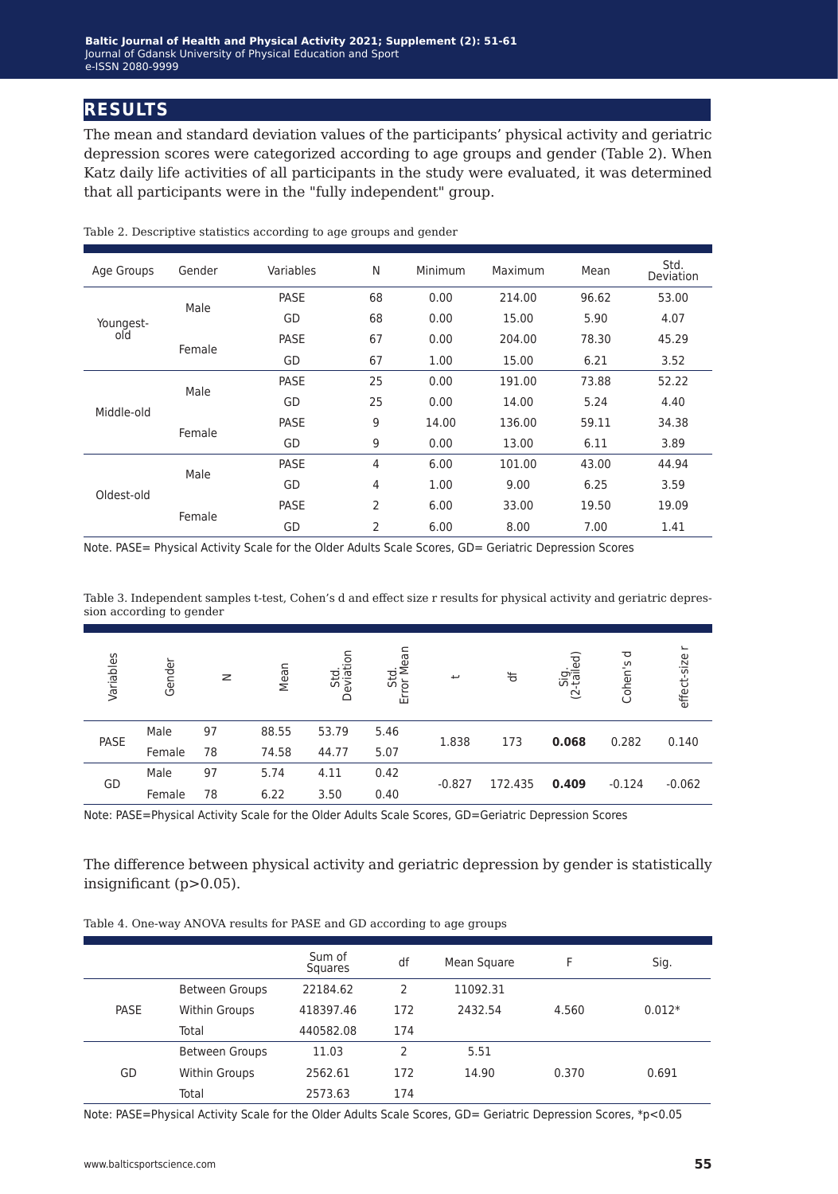## RESULTS

The mean and standard deviation values of the participants' physical activity and geriatric depression scores were categorized according to age groups and gender (Table 2). When Katz daily life activities of all participants in the study were evaluated, it was determined that all participants were in the "fully independent" group.

Table 2. Descriptive statistics according to age groups and gender

| Age Groups | Gender | Variables | N | Minimum | Maximum | Mean | Std. Deviation |
|---|---|---|---|---|---|---|---|
| Youngest-old | Male | PASE | 68 | 0.00 | 214.00 | 96.62 | 53.00 |
| | | GD | 68 | 0.00 | 15.00 | 5.90 | 4.07 |
| | Female | PASE | 67 | 0.00 | 204.00 | 78.30 | 45.29 |
| | | GD | 67 | 1.00 | 15.00 | 6.21 | 3.52 |
| Middle-old | Male | PASE | 25 | 0.00 | 191.00 | 73.88 | 52.22 |
| | | GD | 25 | 0.00 | 14.00 | 5.24 | 4.40 |
| | Female | PASE | 9 | 14.00 | 136.00 | 59.11 | 34.38 |
| | | GD | 9 | 0.00 | 13.00 | 6.11 | 3.89 |
| Oldest-old | Male | PASE | 4 | 6.00 | 101.00 | 43.00 | 44.94 |
| | | GD | 4 | 1.00 | 9.00 | 6.25 | 3.59 |
| | Female | PASE | 2 | 6.00 | 33.00 | 19.50 | 19.09 |
| | | GD | 2 | 6.00 | 8.00 | 7.00 | 1.41 |

Note. PASE= Physical Activity Scale for the Older Adults Scale Scores, GD= Geriatric Depression Scores

Table 3. Independent samples t-test, Cohen's d and effect size r results for physical activity and geriatric depression according to gender

| Variables | Gender | N | Mean | Std. Deviation | Std. Error Mean | t | df | Sig. (2-tailed) | Cohen's d | effect-size r |
|---|---|---|---|---|---|---|---|---|---|---|
| PASE | Male | 97 | 88.55 | 53.79 | 5.46 | 1.838 | 173 | **0.068** | 0.282 | 0.140 |
| | Female | 78 | 74.58 | 44.77 | 5.07 | | | | | |
| GD | Male | 97 | 5.74 | 4.11 | 0.42 | -0.827 | 172.435 | **0.409** | -0.124 | -0.062 |
| | Female | 78 | 6.22 | 3.50 | 0.40 | | | | | |

Note: PASE=Physical Activity Scale for the Older Adults Scale Scores, GD=Geriatric Depression Scores

The difference between physical activity and geriatric depression by gender is statistically insignificant ($p>0.05$).

Table 4. One-way ANOVA results for PASE and GD according to age groups

| | | Sum of Squares | df | Mean Square | F | Sig. |
|---|---|---|---|---|---|---|
| PASE | Between Groups | 22184.62 | 2 | 11092.31 | 4.560 | 0.012* |
| | Within Groups | 418397.46 | 172 | 2432.54 | | |
| | Total | 440582.08 | 174 | | | |
| GD | Between Groups | 11.03 | 2 | 5.51 | 0.370 | 0.691 |
| | Within Groups | 2562.61 | 172 | 14.90 | | |
| | Total | 2573.63 | 174 | | | |

Note: PASE=Physical Activity Scale for the Older Adults Scale Scores, GD= Geriatric Depression Scores, *$p<0.05$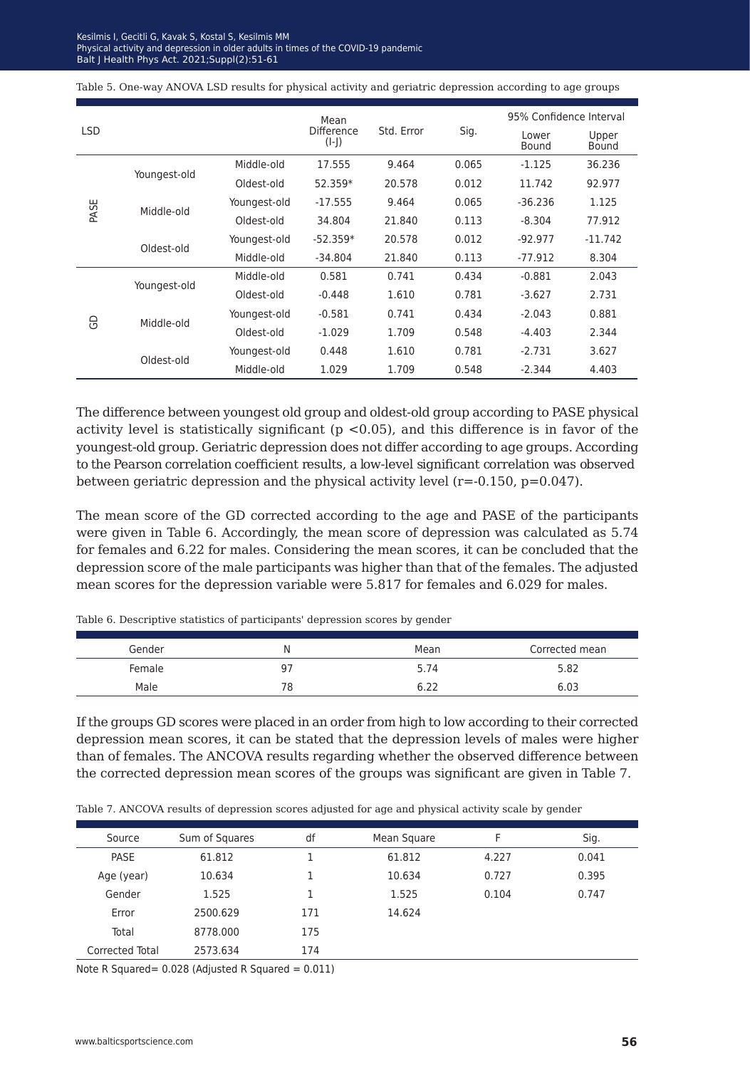Table 5. One-way ANOVA LSD results for physical activity and geriatric depression according to age groups

| LSD | | | Mean Difference (I-J) | Std. Error | Sig. | 95% Confidence Interval | |
|---|---|---|---|---|---|---|---|
| | | | | | | Lower Bound | Upper Bound |
| PASE | Youngest-old | Middle-old | 17.555 | 9.464 | 0.065 | -1.125 | 36.236 |
| | | Oldest-old | 52.359* | 20.578 | 0.012 | 11.742 | 92.977 |
| | Middle-old | Youngest-old | -17.555 | 9.464 | 0.065 | -36.236 | 1.125 |
| | | Oldest-old | 34.804 | 21.840 | 0.113 | -8.304 | 77.912 |
| | Oldest-old | Youngest-old | -52.359* | 20.578 | 0.012 | -92.977 | -11.742 |
| | | Middle-old | -34.804 | 21.840 | 0.113 | -77.912 | 8.304 |
| GD | Youngest-old | Middle-old | 0.581 | 0.741 | 0.434 | -0.881 | 2.043 |
| | | Oldest-old | -0.448 | 1.610 | 0.781 | -3.627 | 2.731 |
| | Middle-old | Youngest-old | -0.581 | 0.741 | 0.434 | -2.043 | 0.881 |
| | | Oldest-old | -1.029 | 1.709 | 0.548 | -4.403 | 2.344 |
| | Oldest-old | Youngest-old | 0.448 | 1.610 | 0.781 | -2.731 | 3.627 |
| | | Middle-old | 1.029 | 1.709 | 0.548 | -2.344 | 4.403 |

The difference between youngest old group and oldest-old group according to PASE physical activity level is statistically significant ($p < 0.05$), and this difference is in favor of the youngest-old group. Geriatric depression does not differ according to age groups. According to the Pearson correlation coefficient results, a low-level significant correlation was observed between geriatric depression and the physical activity level ($r=-0.150$, $p=0.047$).

The mean score of the GD corrected according to the age and PASE of the participants were given in Table 6. Accordingly, the mean score of depression was calculated as 5.74 for females and 6.22 for males. Considering the mean scores, it can be concluded that the depression score of the male participants was higher than that of the females. The adjusted mean scores for the depression variable were 5.817 for females and 6.029 for males.

Table 6. Descriptive statistics of participants' depression scores by gender

| Gender | N | Mean | Corrected mean |
|---|---|---|---|
| Female | 97 | 5.74 | 5.82 |
| Male | 78 | 6.22 | 6.03 |

If the groups GD scores were placed in an order from high to low according to their corrected depression mean scores, it can be stated that the depression levels of males were higher than of females. The ANCOVA results regarding whether the observed difference between the corrected depression mean scores of the groups was significant are given in Table 7.

Table 7. ANCOVA results of depression scores adjusted for age and physical activity scale by gender

| Source | Sum of Squares | df | Mean Square | F | Sig. |
|---|---|---|---|---|---|
| PASE | 61.812 | 1 | 61.812 | 4.227 | 0.041 |
| Age (year) | 10.634 | 1 | 10.634 | 0.727 | 0.395 |
| Gender | 1.525 | 1 | 1.525 | 0.104 | 0.747 |
| Error | 2500.629 | 171 | 14.624 | | |
| Total | 8778.000 | 175 | | | |
| Corrected Total | 2573.634 | 174 | | | |

Note R Squared= 0.028 (Adjusted R Squared = 0.011)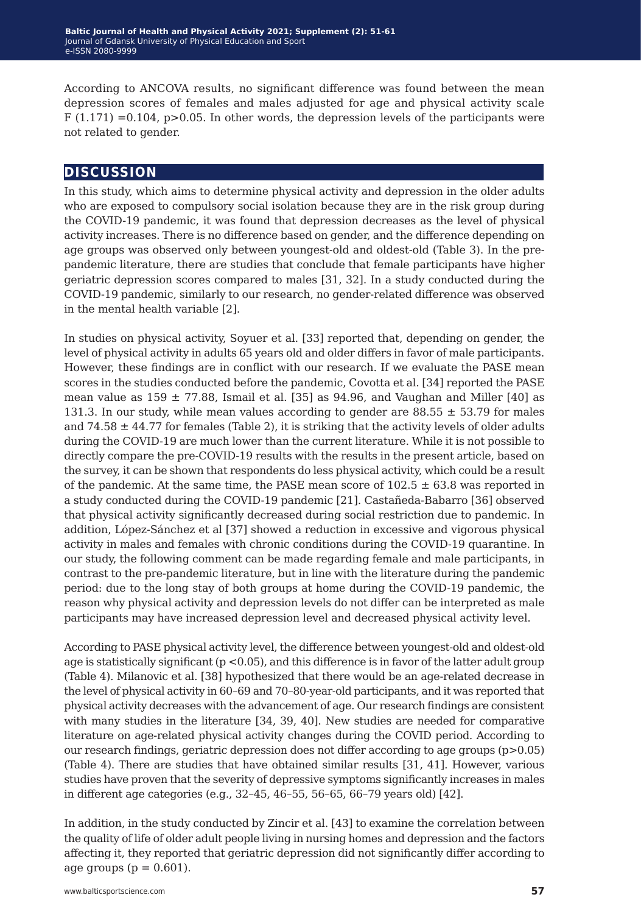According to ANCOVA results, no significant difference was found between the mean depression scores of females and males adjusted for age and physical activity scale $F(1.171) = 0.104$, $p > 0.05$. In other words, the depression levels of the participants were not related to gender.

## DISCUSSION

In this study, which aims to determine physical activity and depression in the older adults who are exposed to compulsory social isolation because they are in the risk group during the COVID-19 pandemic, it was found that depression decreases as the level of physical activity increases. There is no difference based on gender, and the difference depending on age groups was observed only between youngest-old and oldest-old (Table 3). In the pre-pandemic literature, there are studies that conclude that female participants have higher geriatric depression scores compared to males [31, 32]. In a study conducted during the COVID-19 pandemic, similarly to our research, no gender-related difference was observed in the mental health variable [2].

In studies on physical activity, Soyuer et al. [33] reported that, depending on gender, the level of physical activity in adults 65 years old and older differs in favor of male participants. However, these findings are in conflict with our research. If we evaluate the PASE mean scores in the studies conducted before the pandemic, Covotta et al. [34] reported the PASE mean value as $159 \pm 77.88$, Ismail et al. [35] as 94.96, and Vaughan and Miller [40] as 131.3. In our study, while mean values according to gender are $88.55 \pm 53.79$ for males and $74.58 \pm 44.77$ for females (Table 2), it is striking that the activity levels of older adults during the COVID-19 are much lower than the current literature. While it is not possible to directly compare the pre-COVID-19 results with the results in the present article, based on the survey, it can be shown that respondents do less physical activity, which could be a result of the pandemic. At the same time, the PASE mean score of $102.5 \pm 63.8$ was reported in a study conducted during the COVID-19 pandemic [21]. Castañeda-Babarro [36] observed that physical activity significantly decreased during social restriction due to pandemic. In addition, López-Sánchez et al [37] showed a reduction in excessive and vigorous physical activity in males and females with chronic conditions during the COVID-19 quarantine. In our study, the following comment can be made regarding female and male participants, in contrast to the pre-pandemic literature, but in line with the literature during the pandemic period: due to the long stay of both groups at home during the COVID-19 pandemic, the reason why physical activity and depression levels do not differ can be interpreted as male participants may have increased depression level and decreased physical activity level.

According to PASE physical activity level, the difference between youngest-old and oldest-old age is statistically significant ($p < 0.05$), and this difference is in favor of the latter adult group (Table 4). Milanovic et al. [38] hypothesized that there would be an age-related decrease in the level of physical activity in 60–69 and 70–80-year-old participants, and it was reported that physical activity decreases with the advancement of age. Our research findings are consistent with many studies in the literature [34, 39, 40]. New studies are needed for comparative literature on age-related physical activity changes during the COVID period. According to our research findings, geriatric depression does not differ according to age groups ($p > 0.05$) (Table 4). There are studies that have obtained similar results [31, 41]. However, various studies have proven that the severity of depressive symptoms significantly increases in males in different age categories (e.g., 32–45, 46–55, 56–65, 66–79 years old) [42].

In addition, in the study conducted by Zincir et al. [43] to examine the correlation between the quality of life of older adult people living in nursing homes and depression and the factors affecting it, they reported that geriatric depression did not significantly differ according to age groups ($p = 0.601$).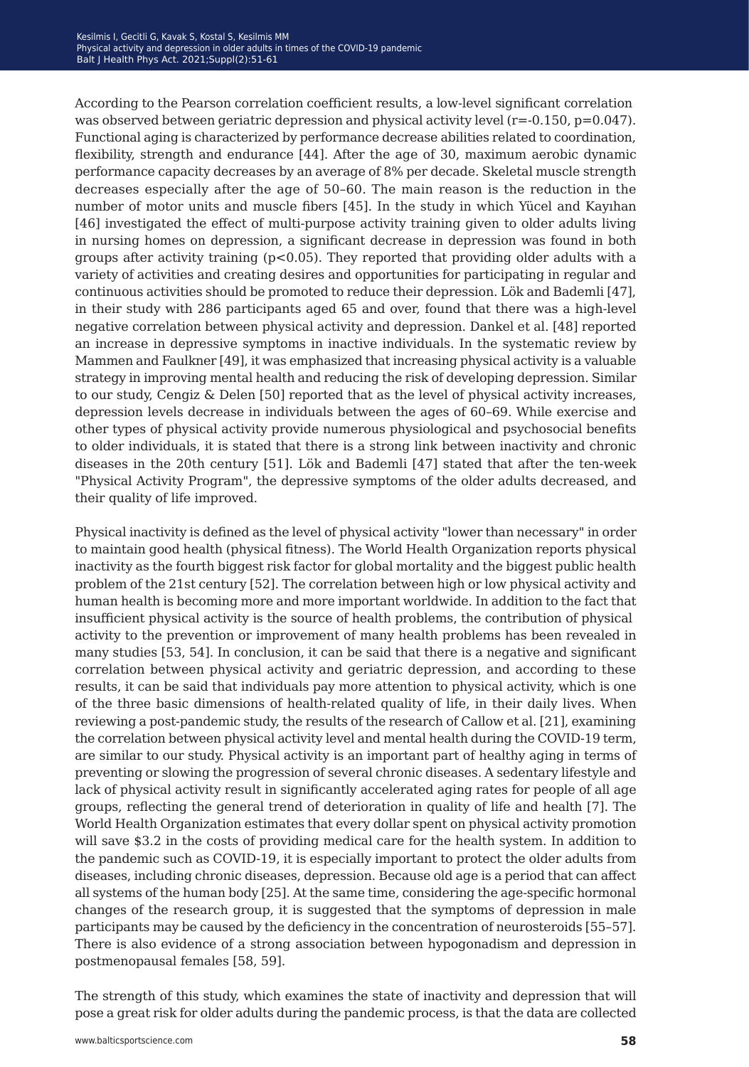According to the Pearson correlation coefficient results, a low-level significant correlation was observed between geriatric depression and physical activity level ($r=-0.150$, $p=0.047$). Functional aging is characterized by performance decrease abilities related to coordination, flexibility, strength and endurance [44]. After the age of 30, maximum aerobic dynamic performance capacity decreases by an average of 8% per decade. Skeletal muscle strength decreases especially after the age of 50–60. The main reason is the reduction in the number of motor units and muscle fibers [45]. In the study in which Yücel and Kayıhan [46] investigated the effect of multi-purpose activity training given to older adults living in nursing homes on depression, a significant decrease in depression was found in both groups after activity training ($p<0.05$). They reported that providing older adults with a variety of activities and creating desires and opportunities for participating in regular and continuous activities should be promoted to reduce their depression. Lök and Bademli [47], in their study with 286 participants aged 65 and over, found that there was a high-level negative correlation between physical activity and depression. Dankel et al. [48] reported an increase in depressive symptoms in inactive individuals. In the systematic review by Mammen and Faulkner [49], it was emphasized that increasing physical activity is a valuable strategy in improving mental health and reducing the risk of developing depression. Similar to our study, Cengiz & Delen [50] reported that as the level of physical activity increases, depression levels decrease in individuals between the ages of 60–69. While exercise and other types of physical activity provide numerous physiological and psychosocial benefits to older individuals, it is stated that there is a strong link between inactivity and chronic diseases in the 20th century [51]. Lök and Bademli [47] stated that after the ten-week "Physical Activity Program", the depressive symptoms of the older adults decreased, and their quality of life improved.

Physical inactivity is defined as the level of physical activity "lower than necessary" in order to maintain good health (physical fitness). The World Health Organization reports physical inactivity as the fourth biggest risk factor for global mortality and the biggest public health problem of the 21st century [52]. The correlation between high or low physical activity and human health is becoming more and more important worldwide. In addition to the fact that insufficient physical activity is the source of health problems, the contribution of physical activity to the prevention or improvement of many health problems has been revealed in many studies [53, 54]. In conclusion, it can be said that there is a negative and significant correlation between physical activity and geriatric depression, and according to these results, it can be said that individuals pay more attention to physical activity, which is one of the three basic dimensions of health-related quality of life, in their daily lives. When reviewing a post-pandemic study, the results of the research of Callow et al. [21], examining the correlation between physical activity level and mental health during the COVID-19 term, are similar to our study. Physical activity is an important part of healthy aging in terms of preventing or slowing the progression of several chronic diseases. A sedentary lifestyle and lack of physical activity result in significantly accelerated aging rates for people of all age groups, reflecting the general trend of deterioration in quality of life and health [7]. The World Health Organization estimates that every dollar spent on physical activity promotion will save $3.2 in the costs of providing medical care for the health system. In addition to the pandemic such as COVID-19, it is especially important to protect the older adults from diseases, including chronic diseases, depression. Because old age is a period that can affect all systems of the human body [25]. At the same time, considering the age-specific hormonal changes of the research group, it is suggested that the symptoms of depression in male participants may be caused by the deficiency in the concentration of neurosteroids [55–57]. There is also evidence of a strong association between hypogonadism and depression in postmenopausal females [58, 59].

The strength of this study, which examines the state of inactivity and depression that will pose a great risk for older adults during the pandemic process, is that the data are collected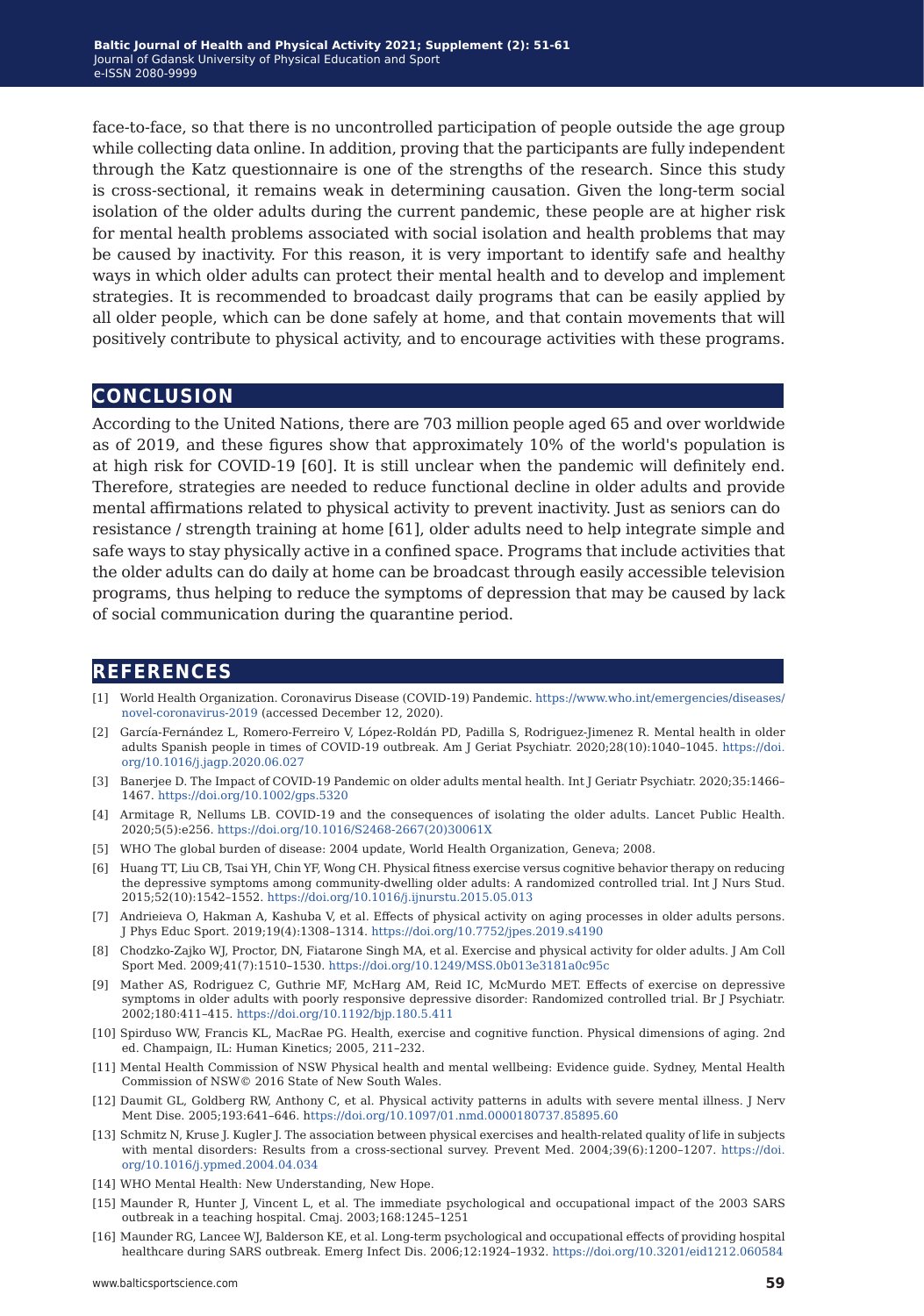face-to-face, so that there is no uncontrolled participation of people outside the age group while collecting data online. In addition, proving that the participants are fully independent through the Katz questionnaire is one of the strengths of the research. Since this study is cross-sectional, it remains weak in determining causation. Given the long-term social isolation of the older adults during the current pandemic, these people are at higher risk for mental health problems associated with social isolation and health problems that may be caused by inactivity. For this reason, it is very important to identify safe and healthy ways in which older adults can protect their mental health and to develop and implement strategies. It is recommended to broadcast daily programs that can be easily applied by all older people, which can be done safely at home, and that contain movements that will positively contribute to physical activity, and to encourage activities with these programs.

## CONCLUSION

According to the United Nations, there are 703 million people aged 65 and over worldwide as of 2019, and these figures show that approximately 10% of the world's population is at high risk for COVID-19 [60]. It is still unclear when the pandemic will definitely end. Therefore, strategies are needed to reduce functional decline in older adults and provide mental affirmations related to physical activity to prevent inactivity. Just as seniors can do resistance / strength training at home [61], older adults need to help integrate simple and safe ways to stay physically active in a confined space. Programs that include activities that the older adults can do daily at home can be broadcast through easily accessible television programs, thus helping to reduce the symptoms of depression that may be caused by lack of social communication during the quarantine period.

## REFERENCES

[1] World Health Organization. Coronavirus Disease (COVID-19) Pandemic. https://www.who.int/emergencies/diseases/novel-coronavirus-2019 (accessed December 12, 2020).

[2] García-Fernández L, Romero-Ferreiro V, López-Roldán PD, Padilla S, Rodriguez-Jimenez R. Mental health in older adults Spanish people in times of COVID-19 outbreak. Am J Geriat Psychiatr. 2020;28(10):1040–1045. https://doi.org/10.1016/j.jagp.2020.06.027

[3] Banerjee D. The Impact of COVID-19 Pandemic on older adults mental health. Int J Geriatr Psychiatr. 2020;35:1466–1467. https://doi.org/10.1002/gps.5320

[4] Armitage R, Nellums LB. COVID-19 and the consequences of isolating the older adults. Lancet Public Health. 2020;5(5):e256. https://doi.org/10.1016/S2468-2667(20)30061X

[5] WHO The global burden of disease: 2004 update, World Health Organization, Geneva; 2008.

[6] Huang TT, Liu CB, Tsai YH, Chin YF, Wong CH. Physical fitness exercise versus cognitive behavior therapy on reducing the depressive symptoms among community-dwelling older adults: A randomized controlled trial. Int J Nurs Stud. 2015;52(10):1542–1552. https://doi.org/10.1016/j.ijnurstu.2015.05.013

[7] Andrieieva O, Hakman A, Kashuba V, et al. Effects of physical activity on aging processes in older adults persons. J Phys Educ Sport. 2019;19(4):1308–1314. https://doi.org/10.7752/jpes.2019.s4190

[8] Chodzko-Zajko WJ, Proctor, DN, Fiatarone Singh MA, et al. Exercise and physical activity for older adults. J Am Coll Sport Med. 2009;41(7):1510–1530. https://doi.org/10.1249/MSS.0b013e3181a0c95c

[9] Mather AS, Rodriguez C, Guthrie MF, McHarg AM, Reid IC, McMurdo MET. Effects of exercise on depressive symptoms in older adults with poorly responsive depressive disorder: Randomized controlled trial. Br J Psychiatr. 2002;180:411–415. https://doi.org/10.1192/bjp.180.5.411

[10] Spirduso WW, Francis KL, MacRae PG. Health, exercise and cognitive function. Physical dimensions of aging. 2nd ed. Champaign, IL: Human Kinetics; 2005, 211–232.

[11] Mental Health Commission of NSW Physical health and mental wellbeing: Evidence guide. Sydney, Mental Health Commission of NSW© 2016 State of New South Wales.

[12] Daumit GL, Goldberg RW, Anthony C, et al. Physical activity patterns in adults with severe mental illness. J Nerv Ment Dise. 2005;193:641–646. https://doi.org/10.1097/01.nmd.0000180737.85895.60

[13] Schmitz N, Kruse J. Kugler J. The association between physical exercises and health-related quality of life in subjects with mental disorders: Results from a cross-sectional survey. Prevent Med. 2004;39(6):1200–1207. https://doi.org/10.1016/j.ypmed.2004.04.034

[14] WHO Mental Health: New Understanding, New Hope.

[15] Maunder R, Hunter J, Vincent L, et al. The immediate psychological and occupational impact of the 2003 SARS outbreak in a teaching hospital. Cmaj. 2003;168:1245–1251

[16] Maunder RG, Lancee WJ, Balderson KE, et al. Long-term psychological and occupational effects of providing hospital healthcare during SARS outbreak. Emerg Infect Dis. 2006;12:1924–1932. https://doi.org/10.3201/eid1212.060584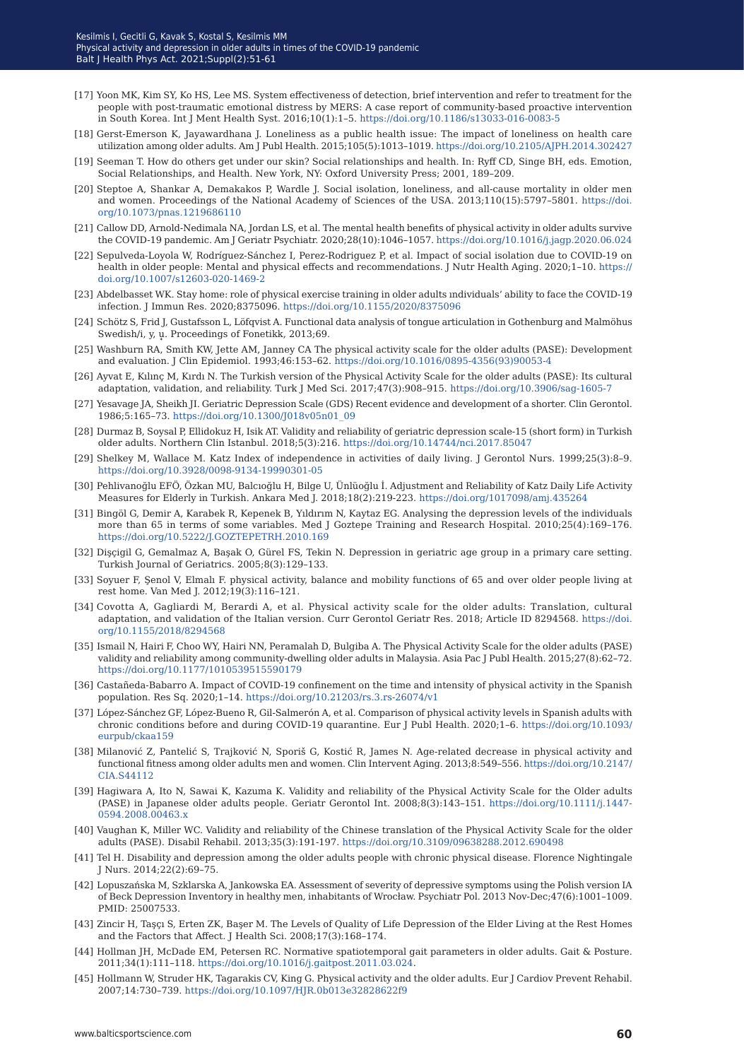[17] Yoon MK, Kim SY, Ko HS, Lee MS. System effectiveness of detection, brief intervention and refer to treatment for the people with post-traumatic emotional distress by MERS: A case report of community-based proactive intervention in South Korea. Int J Ment Health Syst. 2016;10(1):1–5. https://doi.org/10.1186/s13033-016-0083-5

[18] Gerst-Emerson K, Jayawardhana J. Loneliness as a public health issue: The impact of loneliness on health care utilization among older adults. Am J Publ Health. 2015;105(5):1013–1019. https://doi.org/10.2105/AJPH.2014.302427

[19] Seeman T. How do others get under our skin? Social relationships and health. In: Ryff CD, Singe BH, eds. Emotion, Social Relationships, and Health. New York, NY: Oxford University Press; 2001, 189–209.

[20] Steptoe A, Shankar A, Demakakos P, Wardle J. Social isolation, loneliness, and all-cause mortality in older men and women. Proceedings of the National Academy of Sciences of the USA. 2013;110(15):5797–5801. https://doi.org/10.1073/pnas.1219686110

[21] Callow DD, Arnold-Nedimala NA, Jordan LS, et al. The mental health benefits of physical activity in older adults survive the COVID-19 pandemic. Am J Geriatr Psychiatr. 2020;28(10):1046–1057. https://doi.org/10.1016/j.jagp.2020.06.024

[22] Sepulveda-Loyola W, Rodríguez-Sánchez I, Perez-Rodriguez P, et al. Impact of social isolation due to COVID-19 on health in older people: Mental and physical effects and recommendations. J Nutr Health Aging. 2020;1–10. https://doi.org/10.1007/s12603-020-1469-2

[23] Abdelbasset WK. Stay home: role of physical exercise training in older adults ındividuals' ability to face the COVID-19 infection. J Immun Res. 2020;8375096. https://doi.org/10.1155/2020/8375096

[24] Schötz S, Frid J, Gustafsson L, Löfqvist A. Functional data analysis of tongue articulation in Gothenburg and Malmöhus Swedish/i, y, ụ. Proceedings of Fonetikk, 2013;69.

[25] Washburn RA, Smith KW, Jette AM, Janney CA The physical activity scale for the older adults (PASE): Development and evaluation. J Clin Epidemiol. 1993;46:153–62. https://doi.org/10.1016/0895-4356(93)90053-4

[26] Ayvat E, Kılınç M, Kırdı N. The Turkish version of the Physical Activity Scale for the older adults (PASE): Its cultural adaptation, validation, and reliability. Turk J Med Sci. 2017;47(3):908–915. https://doi.org/10.3906/sag-1605-7

[27] Yesavage JA, Sheikh JI. Geriatric Depression Scale (GDS) Recent evidence and development of a shorter. Clin Gerontol. 1986;5:165–73. https://doi.org/10.1300/J018v05n01_09

[28] Durmaz B, Soysal P, Ellidokuz H, Isik AT. Validity and reliability of geriatric depression scale-15 (short form) in Turkish older adults. Northern Clin Istanbul. 2018;5(3):216. https://doi.org/10.14744/nci.2017.85047

[29] Shelkey M, Wallace M. Katz Index of independence in activities of daily living. J Gerontol Nurs. 1999;25(3):8–9. https://doi.org/10.3928/0098-9134-19990301-05

[30] Pehlivanoğlu EFÖ, Özkan MU, Balcıoğlu H, Bilge U, Ünlüoğlu İ. Adjustment and Reliability of Katz Daily Life Activity Measures for Elderly in Turkish. Ankara Med J. 2018;18(2):219-223. https://doi.org/1017098/amj.435264

[31] Bingöl G, Demir A, Karabek R, Kepenek B, Yıldırım N, Kaytaz EG. Analysing the depression levels of the individuals more than 65 in terms of some variables. Med J Goztepe Training and Research Hospital. 2010;25(4):169–176. https://doi.org/10.5222/J.GOZTEPETRH.2010.169

[32] Dişçigil G, Gemalmaz A, Başak O, Gürel FS, Tekin N. Depression in geriatric age group in a primary care setting. Turkish Journal of Geriatrics. 2005;8(3):129–133.

[33] Soyuer F, Şenol V, Elmalı F. physical activity, balance and mobility functions of 65 and over older people living at rest home. Van Med J. 2012;19(3):116–121.

[34] Covotta A, Gagliardi M, Berardi A, et al. Physical activity scale for the older adults: Translation, cultural adaptation, and validation of the Italian version. Curr Gerontol Geriatr Res. 2018; Article ID 8294568. https://doi.org/10.1155/2018/8294568

[35] Ismail N, Hairi F, Choo WY, Hairi NN, Peramalah D, Bulgiba A. The Physical Activity Scale for the older adults (PASE) validity and reliability among community-dwelling older adults in Malaysia. Asia Pac J Publ Health. 2015;27(8):62–72. https://doi.org/10.1177/1010539515590179

[36] Castañeda-Babarro A. Impact of COVID-19 confinement on the time and intensity of physical activity in the Spanish population. Res Sq. 2020;1–14. https://doi.org/10.21203/rs.3.rs-26074/v1

[37] López-Sánchez GF, López-Bueno R, Gil-Salmerón A, et al. Comparison of physical activity levels in Spanish adults with chronic conditions before and during COVID-19 quarantine. Eur J Publ Health. 2020;1–6. https://doi.org/10.1093/eurpub/ckaa159

[38] Milanović Z, Pantelić S, Trajković N, Sporiš G, Kostić R, James N. Age-related decrease in physical activity and functional fitness among older adults men and women. Clin Intervent Aging. 2013;8:549–556. https://doi.org/10.2147/CIA.S44112

[39] Hagiwara A, Ito N, Sawai K, Kazuma K. Validity and reliability of the Physical Activity Scale for the Older adults (PASE) in Japanese older adults people. Geriatr Gerontol Int. 2008;8(3):143–151. https://doi.org/10.1111/j.1447-0594.2008.00463.x

[40] Vaughan K, Miller WC. Validity and reliability of the Chinese translation of the Physical Activity Scale for the older adults (PASE). Disabil Rehabil. 2013;35(3):191-197. https://doi.org/10.3109/09638288.2012.690498

[41] Tel H. Disability and depression among the older adults people with chronic physical disease. Florence Nightingale J Nurs. 2014;22(2):69–75.

[42] Lopuszańska M, Szklarska A, Jankowska EA. Assessment of severity of depressive symptoms using the Polish version IA of Beck Depression Inventory in healthy men, inhabitants of Wrocław. Psychiatr Pol. 2013 Nov-Dec;47(6):1001–1009. PMID: 25007533.

[43] Zincir H, Taşçı S, Erten ZK, Başer M. The Levels of Quality of Life Depression of the Elder Living at the Rest Homes and the Factors that Affect. J Health Sci. 2008;17(3):168–174.

[44] Hollman JH, McDade EM, Petersen RC. Normative spatiotemporal gait parameters in older adults. Gait & Posture. 2011;34(1):111–118. https://doi.org/10.1016/j.gaitpost.2011.03.024.

[45] Hollmann W, Struder HK, Tagarakis CV, King G. Physical activity and the older adults. Eur J Cardiov Prevent Rehabil. 2007;14:730–739. https://doi.org/10.1097/HJR.0b013e32828622f9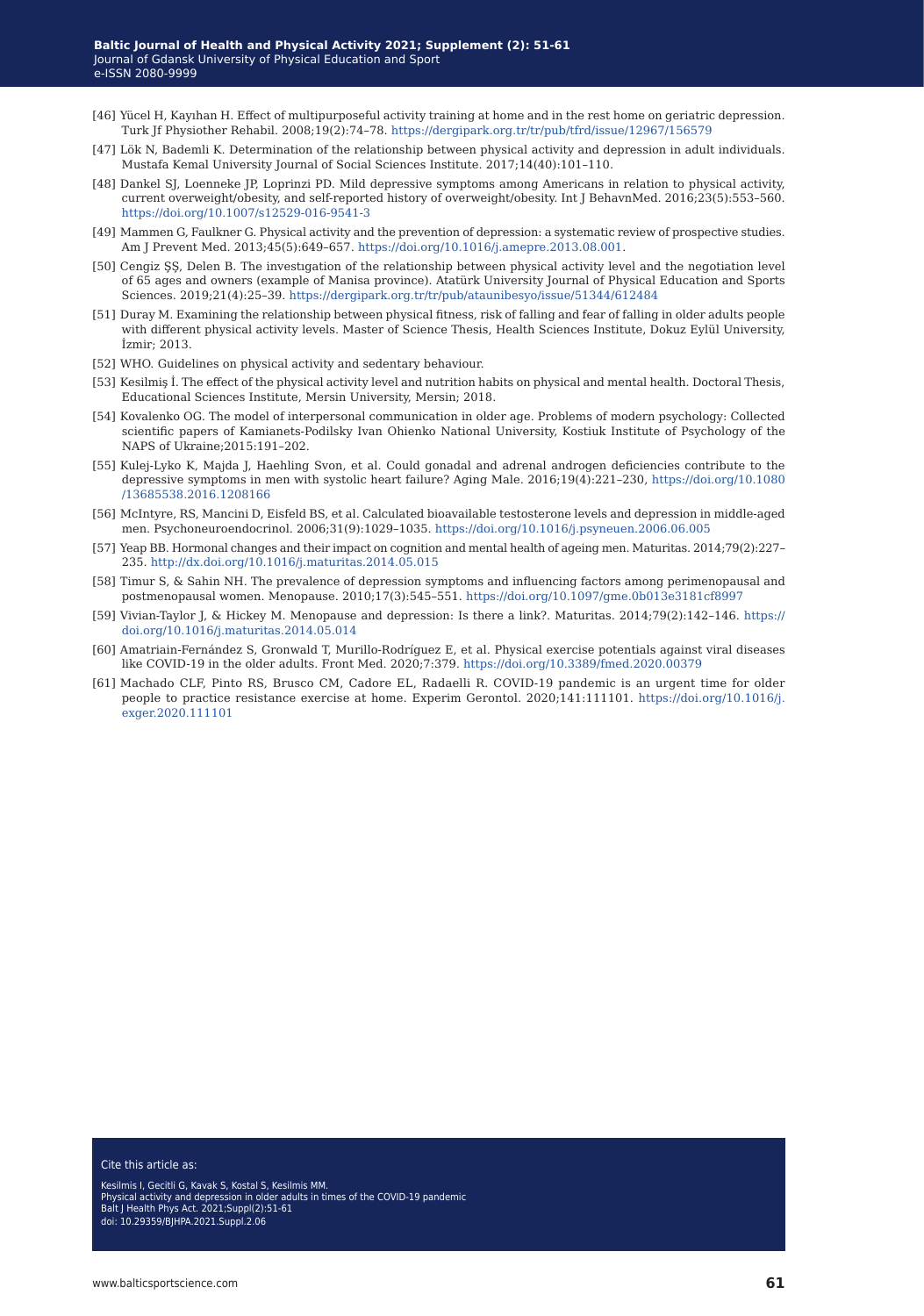[46] Yücel H, Kayıhan H. Effect of multipurposeful activity training at home and in the rest home on geriatric depression. Turk Jf Physiother Rehabil. 2008;19(2):74–78. https://dergipark.org.tr/tr/pub/tfrd/issue/12967/156579

[47] Lök N, Bademli K. Determination of the relationship between physical activity and depression in adult individuals. Mustafa Kemal University Journal of Social Sciences Institute. 2017;14(40):101–110.

[48] Dankel SJ, Loenneke JP, Loprinzi PD. Mild depressive symptoms among Americans in relation to physical activity, current overweight/obesity, and self-reported history of overweight/obesity. Int J BehavnMed. 2016;23(5):553–560. https://doi.org/10.1007/s12529-016-9541-3

[49] Mammen G, Faulkner G. Physical activity and the prevention of depression: a systematic review of prospective studies. Am J Prevent Med. 2013;45(5):649–657. https://doi.org/10.1016/j.amepre.2013.08.001.

[50] Cengiz ŞŞ, Delen B. The investıgation of the relationship between physical activity level and the negotiation level of 65 ages and owners (example of Manisa province). Atatürk University Journal of Physical Education and Sports Sciences. 2019;21(4):25–39. https://dergipark.org.tr/tr/pub/ataunibesyo/issue/51344/612484

[51] Duray M. Examining the relationship between physical fitness, risk of falling and fear of falling in older adults people with different physical activity levels. Master of Science Thesis, Health Sciences Institute, Dokuz Eylül University, İzmir; 2013.

[52] WHO. Guidelines on physical activity and sedentary behaviour.

[53] Kesilmiş İ. The effect of the physical activity level and nutrition habits on physical and mental health. Doctoral Thesis, Educational Sciences Institute, Mersin University, Mersin; 2018.

[54] Kovalenko OG. The model of interpersonal communication in older age. Problems of modern psychology: Collected scientific papers of Kamianets-Podilsky Ivan Ohienko National University, Kostiuk Institute of Psychology of the NAPS of Ukraine;2015:191–202.

[55] Kulej-Lyko K, Majda J, Haehling Svon, et al. Could gonadal and adrenal androgen deficiencies contribute to the depressive symptoms in men with systolic heart failure? Aging Male. 2016;19(4):221–230, https://doi.org/10.1080/13685538.2016.1208166

[56] McIntyre, RS, Mancini D, Eisfeld BS, et al. Calculated bioavailable testosterone levels and depression in middle-aged men. Psychoneuroendocrinol. 2006;31(9):1029–1035. https://doi.org/10.1016/j.psyneuen.2006.06.005

[57] Yeap BB. Hormonal changes and their impact on cognition and mental health of ageing men. Maturitas. 2014;79(2):227–235. http://dx.doi.org/10.1016/j.maturitas.2014.05.015

[58] Timur S, & Sahin NH. The prevalence of depression symptoms and influencing factors among perimenopausal and postmenopausal women. Menopause. 2010;17(3):545–551. https://doi.org/10.1097/gme.0b013e3181cf8997

[59] Vivian-Taylor J, & Hickey M. Menopause and depression: Is there a link?. Maturitas. 2014;79(2):142–146. https://doi.org/10.1016/j.maturitas.2014.05.014

[60] Amatriain-Fernández S, Gronwald T, Murillo-Rodríguez E, et al. Physical exercise potentials against viral diseases like COVID-19 in the older adults. Front Med. 2020;7:379. https://doi.org/10.3389/fmed.2020.00379

[61] Machado CLF, Pinto RS, Brusco CM, Cadore EL, Radaelli R. COVID-19 pandemic is an urgent time for older people to practice resistance exercise at home. Experim Gerontol. 2020;141:111101. https://doi.org/10.1016/j.exger.2020.111101

Cite this article as:

Kesilmis I, Gecitli G, Kavak S, Kostal S, Kesilmis MM.
Physical activity and depression in older adults in times of the COVID-19 pandemic
Balt J Health Phys Act. 2021;Suppl(2):51-61
doi: 10.29359/BJHPA.2021.Suppl.2.06